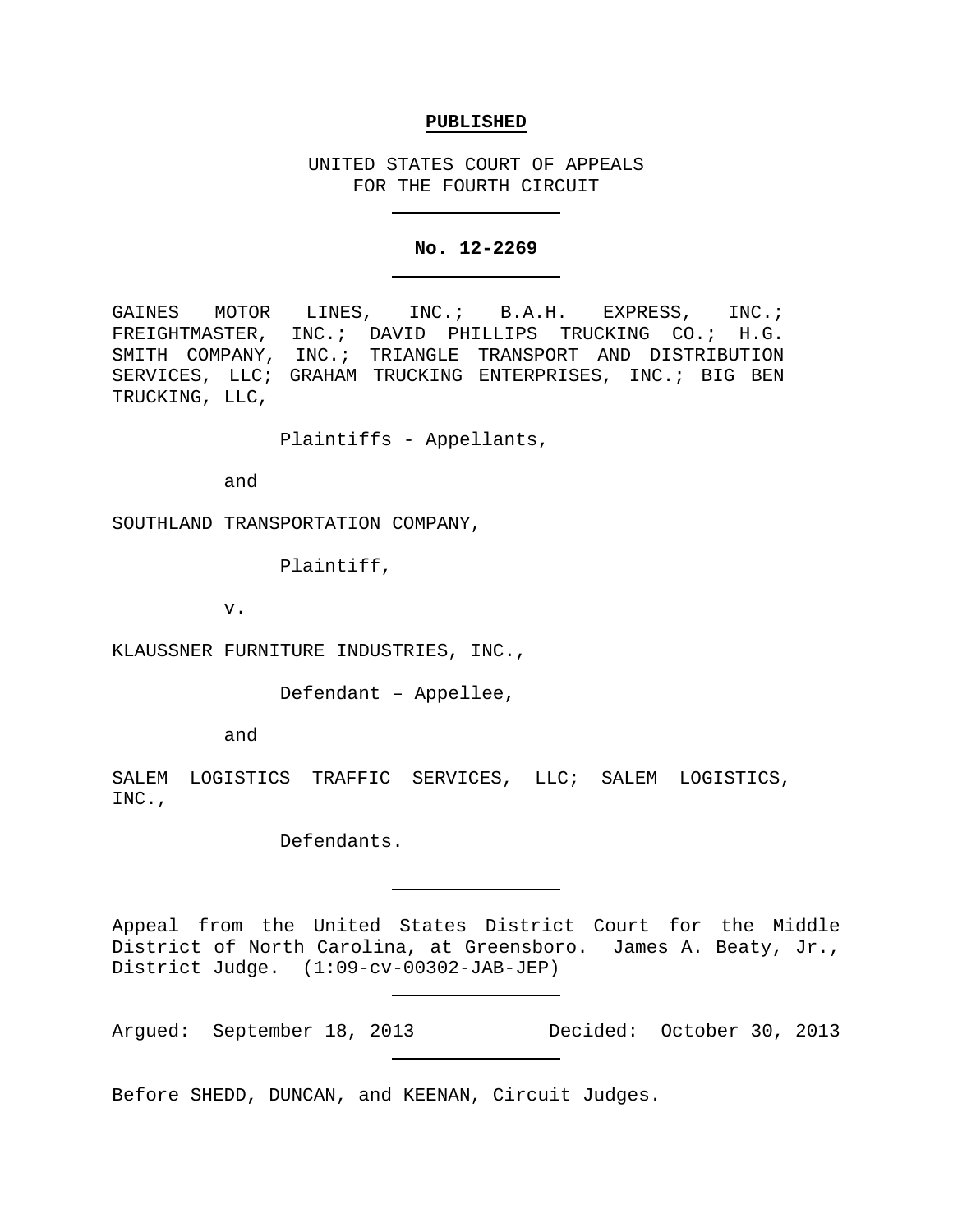**PUBLISHED**

UNITED STATES COURT OF APPEALS
FOR THE FOURTH CIRCUIT

---

**No. 12-2269**

---

GAINES MOTOR LINES, INC.; B.A.H. EXPRESS, INC.; FREIGHTMASTER, INC.; DAVID PHILLIPS TRUCKING CO.; H.G. SMITH COMPANY, INC.; TRIANGLE TRANSPORT AND DISTRIBUTION SERVICES, LLC; GRAHAM TRUCKING ENTERPRISES, INC.; BIG BEN TRUCKING, LLC,

Plaintiffs - Appellants,

and

SOUTHLAND TRANSPORTATION COMPANY,

Plaintiff,

v.

KLAUSSNER FURNITURE INDUSTRIES, INC.,

Defendant – Appellee,

and

SALEM LOGISTICS TRAFFIC SERVICES, LLC; SALEM LOGISTICS, INC.,

Defendants.

---

Appeal from the United States District Court for the Middle District of North Carolina, at Greensboro. James A. Beaty, Jr., District Judge. (1:09-cv-00302-JAB-JEP)

---

Argued: September 18, 2013 Decided: October 30, 2013

---

Before SHEDD, DUNCAN, and KEENAN, Circuit Judges.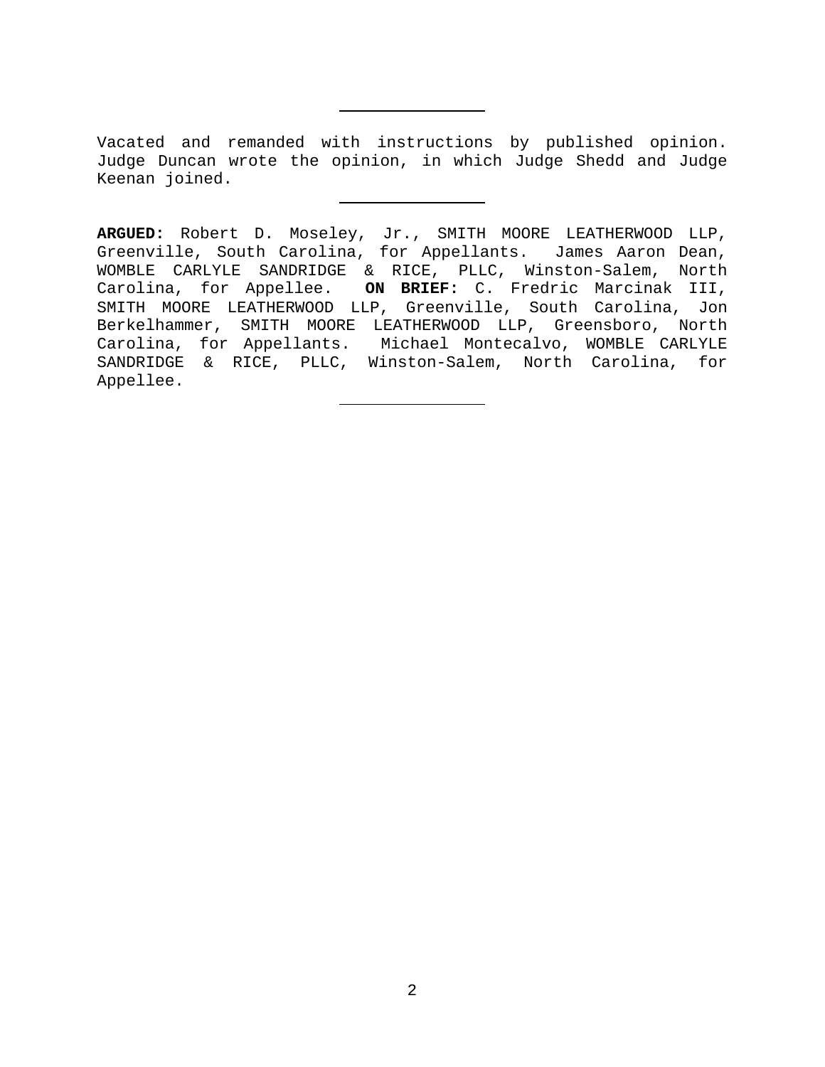---

Vacated and remanded with instructions by published opinion. Judge Duncan wrote the opinion, in which Judge Shedd and Judge Keenan joined.

---

**ARGUED:** Robert D. Moseley, Jr., SMITH MOORE LEATHERWOOD LLP, Greenville, South Carolina, for Appellants. James Aaron Dean, WOMBLE CARLYLE SANDRIDGE & RICE, PLLC, Winston-Salem, North Carolina, for Appellee. **ON BRIEF:** C. Fredric Marcinak III, SMITH MOORE LEATHERWOOD LLP, Greenville, South Carolina, Jon Berkelhammer, SMITH MOORE LEATHERWOOD LLP, Greensboro, North Carolina, for Appellants. Michael Montecalvo, WOMBLE CARLYLE SANDRIDGE & RICE, PLLC, Winston-Salem, North Carolina, for Appellee.

---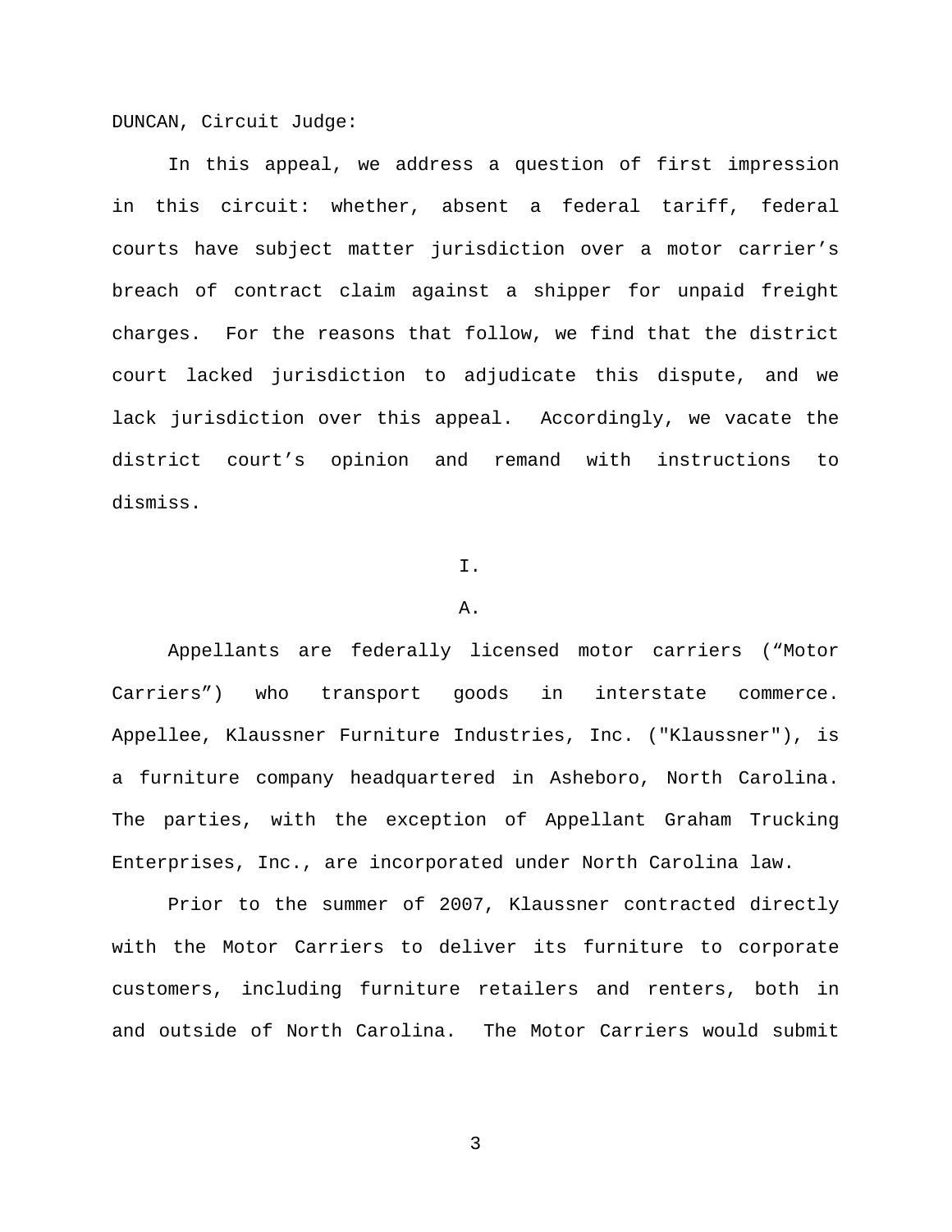DUNCAN, Circuit Judge:

In this appeal, we address a question of first impression in this circuit: whether, absent a federal tariff, federal courts have subject matter jurisdiction over a motor carrier's breach of contract claim against a shipper for unpaid freight charges. For the reasons that follow, we find that the district court lacked jurisdiction to adjudicate this dispute, and we lack jurisdiction over this appeal. Accordingly, we vacate the district court's opinion and remand with instructions to dismiss.

# I.

## A.

Appellants are federally licensed motor carriers ("Motor Carriers") who transport goods in interstate commerce. Appellee, Klaussner Furniture Industries, Inc. ("Klaussner"), is a furniture company headquartered in Asheboro, North Carolina. The parties, with the exception of Appellant Graham Trucking Enterprises, Inc., are incorporated under North Carolina law.

Prior to the summer of 2007, Klaussner contracted directly with the Motor Carriers to deliver its furniture to corporate customers, including furniture retailers and renters, both in and outside of North Carolina. The Motor Carriers would submit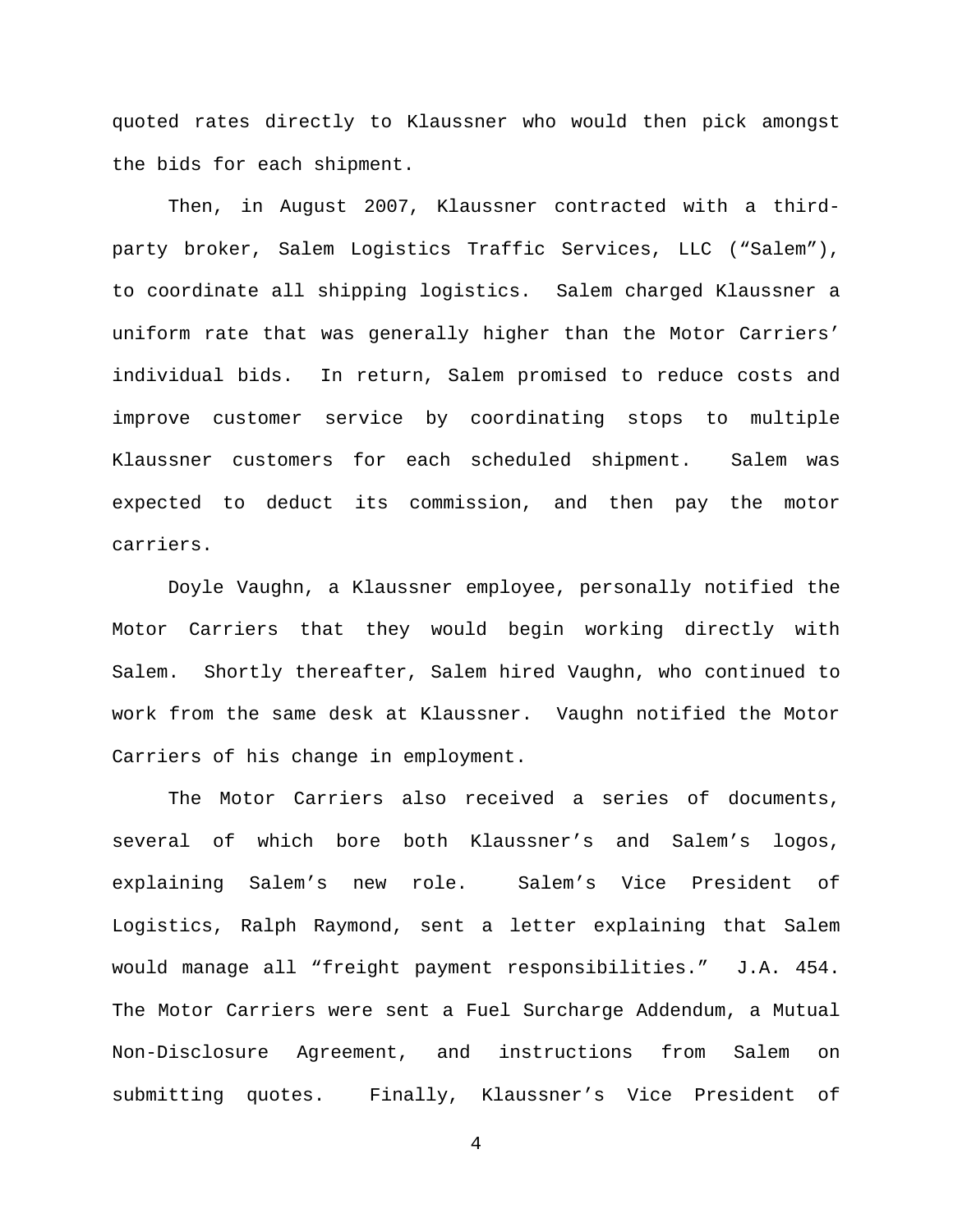quoted rates directly to Klaussner who would then pick amongst the bids for each shipment.

Then, in August 2007, Klaussner contracted with a third-party broker, Salem Logistics Traffic Services, LLC ("Salem"), to coordinate all shipping logistics. Salem charged Klaussner a uniform rate that was generally higher than the Motor Carriers' individual bids. In return, Salem promised to reduce costs and improve customer service by coordinating stops to multiple Klaussner customers for each scheduled shipment. Salem was expected to deduct its commission, and then pay the motor carriers.

Doyle Vaughn, a Klaussner employee, personally notified the Motor Carriers that they would begin working directly with Salem. Shortly thereafter, Salem hired Vaughn, who continued to work from the same desk at Klaussner. Vaughn notified the Motor Carriers of his change in employment.

The Motor Carriers also received a series of documents, several of which bore both Klaussner's and Salem's logos, explaining Salem's new role. Salem's Vice President of Logistics, Ralph Raymond, sent a letter explaining that Salem would manage all "freight payment responsibilities." J.A. 454. The Motor Carriers were sent a Fuel Surcharge Addendum, a Mutual Non-Disclosure Agreement, and instructions from Salem on submitting quotes. Finally, Klaussner's Vice President of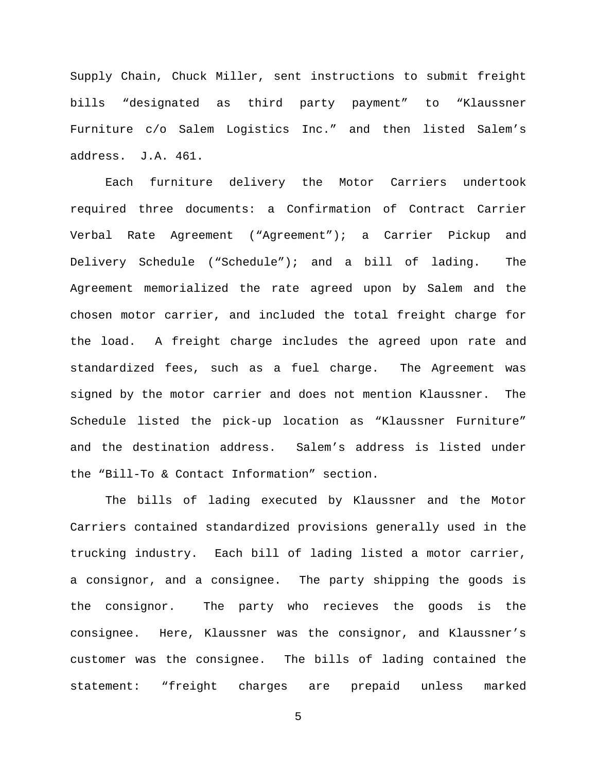Supply Chain, Chuck Miller, sent instructions to submit freight bills "designated as third party payment" to "Klaussner Furniture c/o Salem Logistics Inc." and then listed Salem's address. J.A. 461.

Each furniture delivery the Motor Carriers undertook required three documents: a Confirmation of Contract Carrier Verbal Rate Agreement ("Agreement"); a Carrier Pickup and Delivery Schedule ("Schedule"); and a bill of lading. The Agreement memorialized the rate agreed upon by Salem and the chosen motor carrier, and included the total freight charge for the load. A freight charge includes the agreed upon rate and standardized fees, such as a fuel charge. The Agreement was signed by the motor carrier and does not mention Klaussner. The Schedule listed the pick-up location as "Klaussner Furniture" and the destination address. Salem's address is listed under the "Bill-To & Contact Information" section.

The bills of lading executed by Klaussner and the Motor Carriers contained standardized provisions generally used in the trucking industry. Each bill of lading listed a motor carrier, a consignor, and a consignee. The party shipping the goods is the consignor. The party who recieves the goods is the consignee. Here, Klaussner was the consignor, and Klaussner's customer was the consignee. The bills of lading contained the statement: "freight charges are prepaid unless marked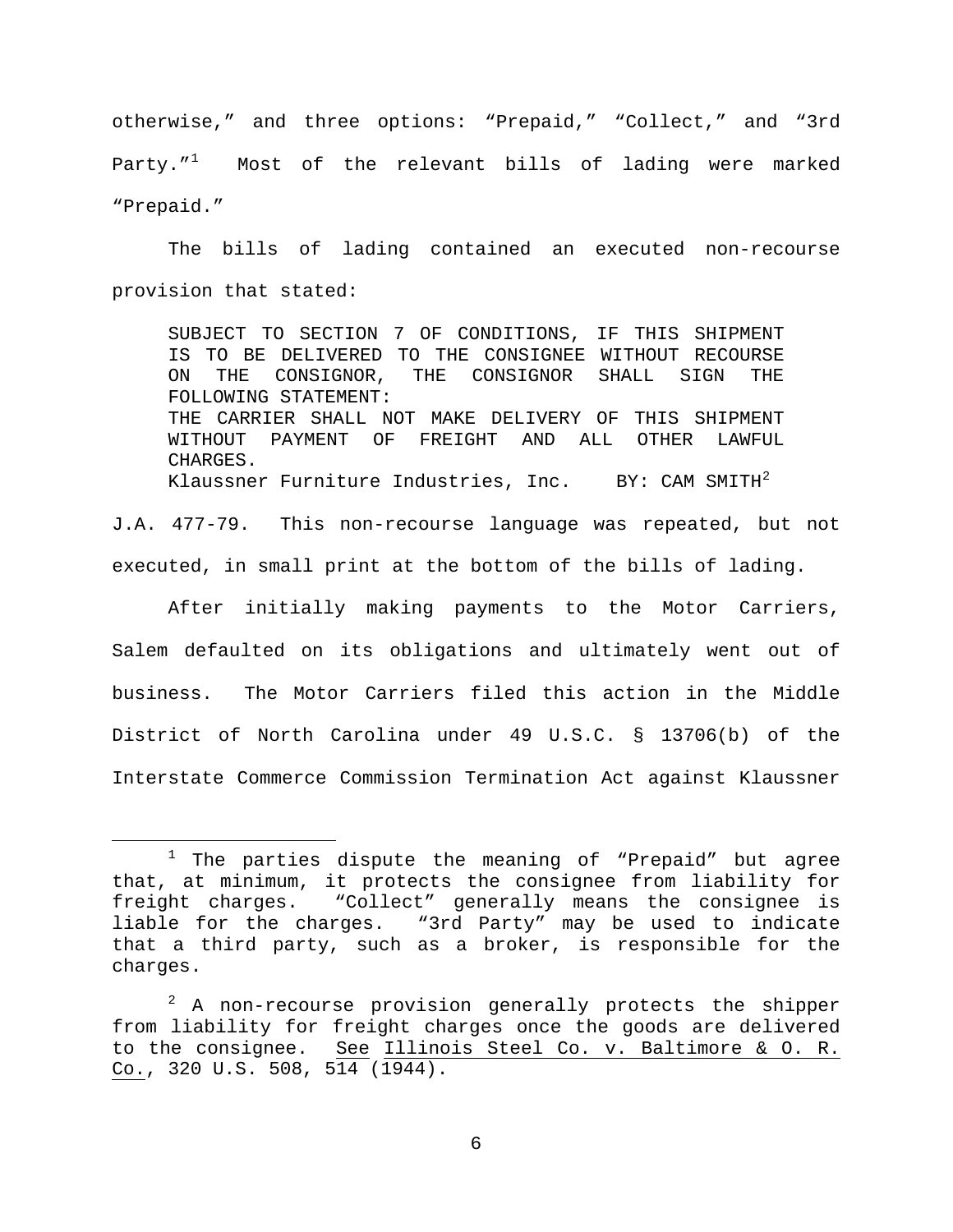otherwise," and three options: "Prepaid," "Collect," and "3rd Party."[1] Most of the relevant bills of lading were marked "Prepaid."

The bills of lading contained an executed non-recourse provision that stated:

> SUBJECT TO SECTION 7 OF CONDITIONS, IF THIS SHIPMENT IS TO BE DELIVERED TO THE CONSIGNEE WITHOUT RECOURSE ON THE CONSIGNOR, THE CONSIGNOR SHALL SIGN THE FOLLOWING STATEMENT:
> THE CARRIER SHALL NOT MAKE DELIVERY OF THIS SHIPMENT WITHOUT PAYMENT OF FREIGHT AND ALL OTHER LAWFUL CHARGES.
> Klaussner Furniture Industries, Inc. BY: CAM SMITH[2]

J.A. 477-79. This non-recourse language was repeated, but not executed, in small print at the bottom of the bills of lading.

After initially making payments to the Motor Carriers, Salem defaulted on its obligations and ultimately went out of business. The Motor Carriers filed this action in the Middle District of North Carolina under 49 U.S.C. § 13706(b) of the Interstate Commerce Commission Termination Act against Klaussner

---

[1] The parties dispute the meaning of "Prepaid" but agree that, at minimum, it protects the consignee from liability for freight charges. "Collect" generally means the consignee is liable for the charges. "3rd Party" may be used to indicate that a third party, such as a broker, is responsible for the charges.

[2] A non-recourse provision generally protects the shipper from liability for freight charges once the goods are delivered to the consignee. See Illinois Steel Co. v. Baltimore & O. R. Co., 320 U.S. 508, 514 (1944).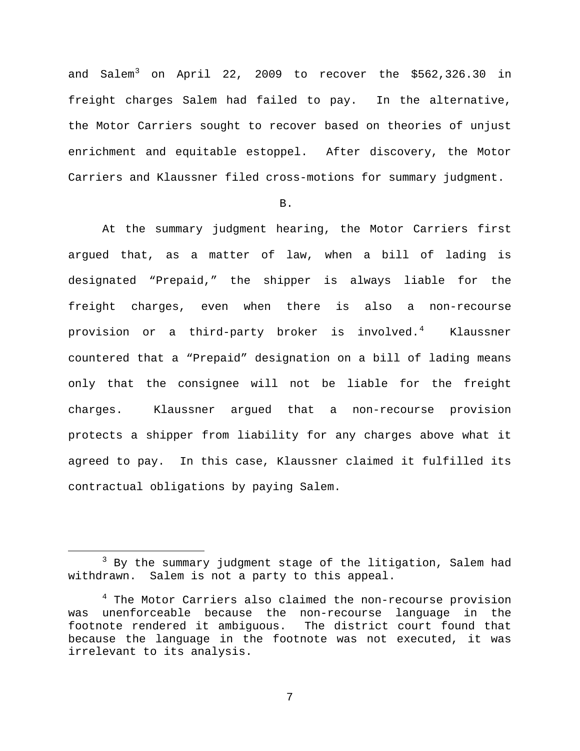and Salem[3] on April 22, 2009 to recover the $562,326.30 in freight charges Salem had failed to pay. In the alternative, the Motor Carriers sought to recover based on theories of unjust enrichment and equitable estoppel. After discovery, the Motor Carriers and Klaussner filed cross-motions for summary judgment.

B.

At the summary judgment hearing, the Motor Carriers first argued that, as a matter of law, when a bill of lading is designated "Prepaid," the shipper is always liable for the freight charges, even when there is also a non-recourse provision or a third-party broker is involved.[4] Klaussner countered that a "Prepaid" designation on a bill of lading means only that the consignee will not be liable for the freight charges. Klaussner argued that a non-recourse provision protects a shipper from liability for any charges above what it agreed to pay. In this case, Klaussner claimed it fulfilled its contractual obligations by paying Salem.

---

[3] By the summary judgment stage of the litigation, Salem had withdrawn. Salem is not a party to this appeal.

[4] The Motor Carriers also claimed the non-recourse provision was unenforceable because the non-recourse language in the footnote rendered it ambiguous. The district court found that because the language in the footnote was not executed, it was irrelevant to its analysis.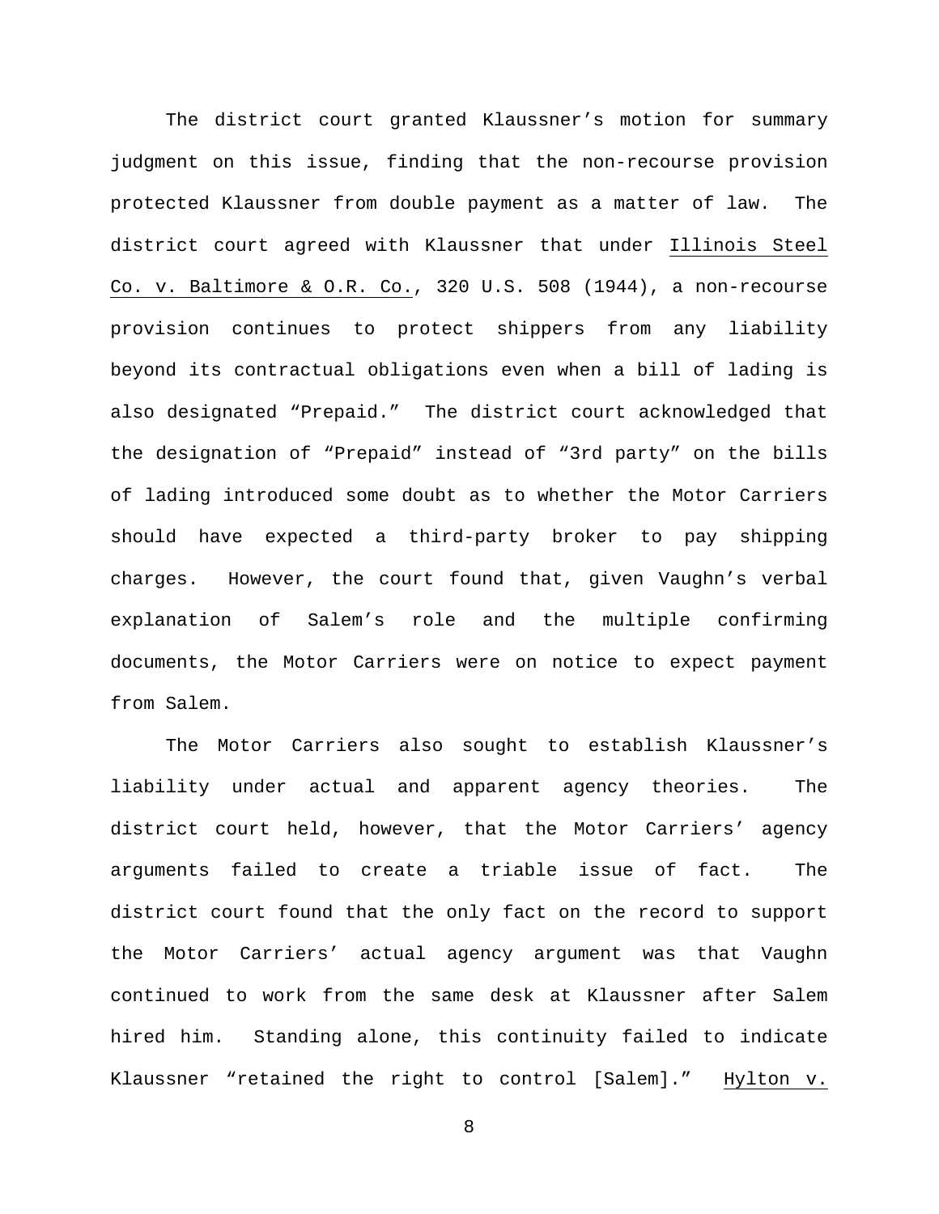The district court granted Klaussner's motion for summary judgment on this issue, finding that the non-recourse provision protected Klaussner from double payment as a matter of law. The district court agreed with Klaussner that under Illinois Steel Co. v. Baltimore & O.R. Co., 320 U.S. 508 (1944), a non-recourse provision continues to protect shippers from any liability beyond its contractual obligations even when a bill of lading is also designated "Prepaid." The district court acknowledged that the designation of "Prepaid" instead of "3rd party" on the bills of lading introduced some doubt as to whether the Motor Carriers should have expected a third-party broker to pay shipping charges. However, the court found that, given Vaughn's verbal explanation of Salem's role and the multiple confirming documents, the Motor Carriers were on notice to expect payment from Salem.

The Motor Carriers also sought to establish Klaussner's liability under actual and apparent agency theories. The district court held, however, that the Motor Carriers' agency arguments failed to create a triable issue of fact. The district court found that the only fact on the record to support the Motor Carriers' actual agency argument was that Vaughn continued to work from the same desk at Klaussner after Salem hired him. Standing alone, this continuity failed to indicate Klaussner "retained the right to control [Salem]." Hylton v.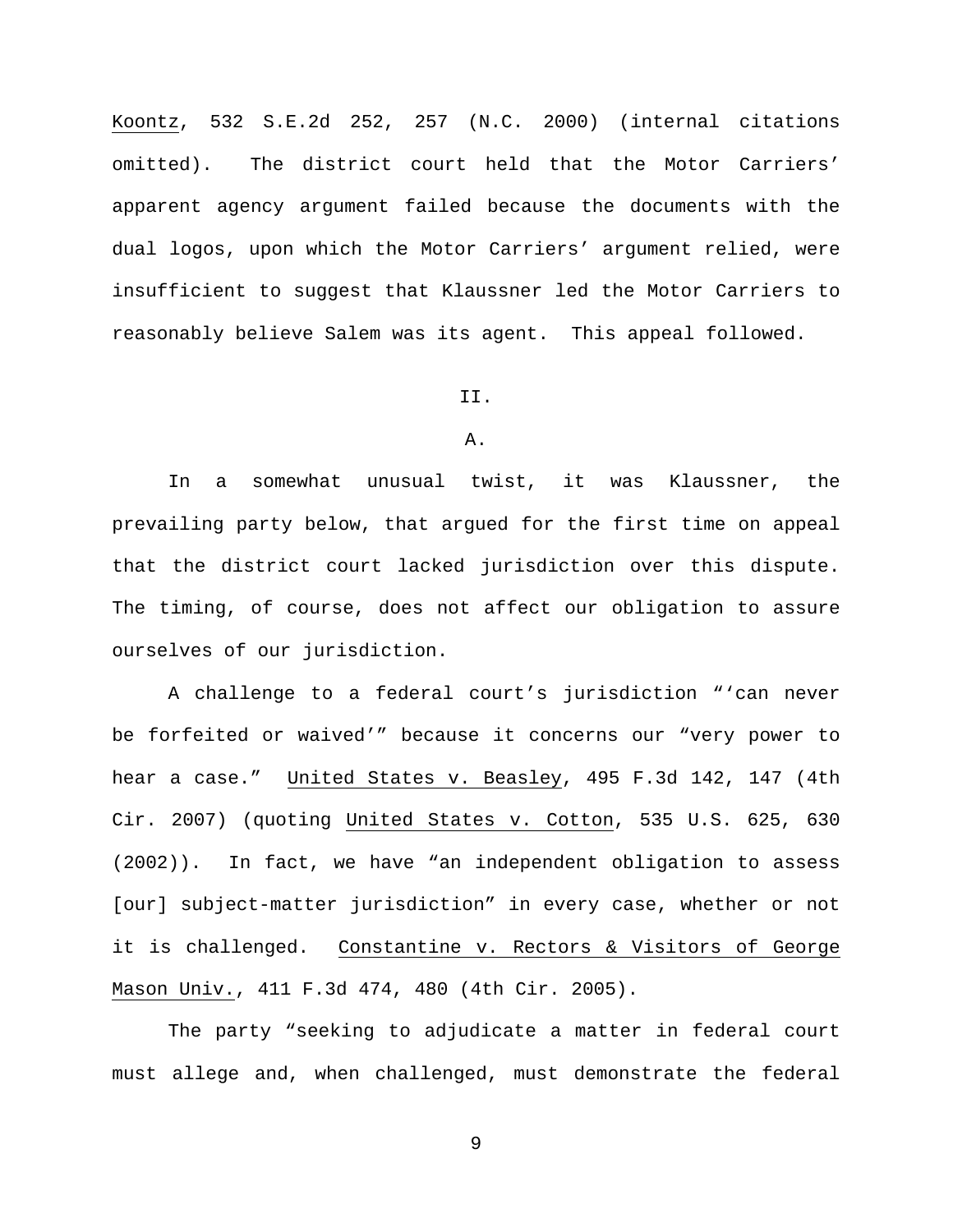Koontz, 532 S.E.2d 252, 257 (N.C. 2000) (internal citations omitted). The district court held that the Motor Carriers' apparent agency argument failed because the documents with the dual logos, upon which the Motor Carriers' argument relied, were insufficient to suggest that Klaussner led the Motor Carriers to reasonably believe Salem was its agent. This appeal followed.

II.

A.

In a somewhat unusual twist, it was Klaussner, the prevailing party below, that argued for the first time on appeal that the district court lacked jurisdiction over this dispute. The timing, of course, does not affect our obligation to assure ourselves of our jurisdiction.

A challenge to a federal court's jurisdiction "'can never be forfeited or waived'" because it concerns our "very power to hear a case." United States v. Beasley, 495 F.3d 142, 147 (4th Cir. 2007) (quoting United States v. Cotton, 535 U.S. 625, 630 (2002)). In fact, we have "an independent obligation to assess [our] subject-matter jurisdiction" in every case, whether or not it is challenged. Constantine v. Rectors & Visitors of George Mason Univ., 411 F.3d 474, 480 (4th Cir. 2005).

The party "seeking to adjudicate a matter in federal court must allege and, when challenged, must demonstrate the federal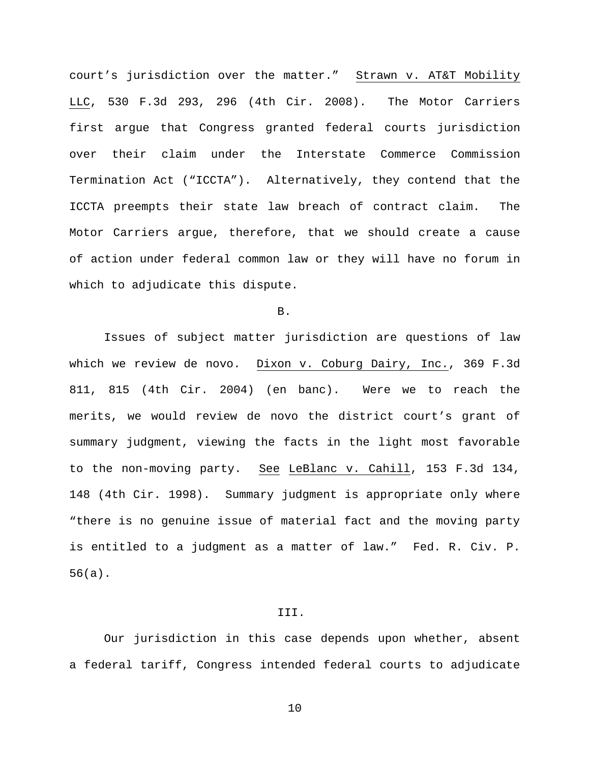court's jurisdiction over the matter." Strawn v. AT&T Mobility LLC, 530 F.3d 293, 296 (4th Cir. 2008). The Motor Carriers first argue that Congress granted federal courts jurisdiction over their claim under the Interstate Commerce Commission Termination Act ("ICCTA"). Alternatively, they contend that the ICCTA preempts their state law breach of contract claim. The Motor Carriers argue, therefore, that we should create a cause of action under federal common law or they will have no forum in which to adjudicate this dispute.

B.

Issues of subject matter jurisdiction are questions of law which we review de novo. Dixon v. Coburg Dairy, Inc., 369 F.3d 811, 815 (4th Cir. 2004) (en banc). Were we to reach the merits, we would review de novo the district court's grant of summary judgment, viewing the facts in the light most favorable to the non-moving party. See LeBlanc v. Cahill, 153 F.3d 134, 148 (4th Cir. 1998). Summary judgment is appropriate only where "there is no genuine issue of material fact and the moving party is entitled to a judgment as a matter of law." Fed. R. Civ. P. 56(a).

III.

Our jurisdiction in this case depends upon whether, absent a federal tariff, Congress intended federal courts to adjudicate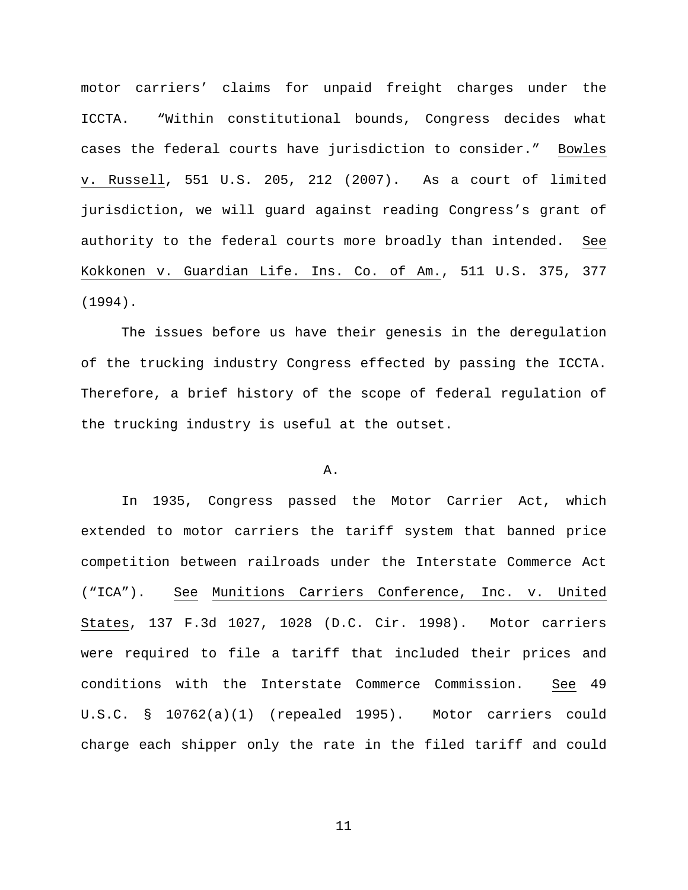motor carriers' claims for unpaid freight charges under the ICCTA. "Within constitutional bounds, Congress decides what cases the federal courts have jurisdiction to consider." Bowles v. Russell, 551 U.S. 205, 212 (2007). As a court of limited jurisdiction, we will guard against reading Congress's grant of authority to the federal courts more broadly than intended. See Kokkonen v. Guardian Life. Ins. Co. of Am., 511 U.S. 375, 377 (1994).

The issues before us have their genesis in the deregulation of the trucking industry Congress effected by passing the ICCTA. Therefore, a brief history of the scope of federal regulation of the trucking industry is useful at the outset.

A.

In 1935, Congress passed the Motor Carrier Act, which extended to motor carriers the tariff system that banned price competition between railroads under the Interstate Commerce Act ("ICA"). See Munitions Carriers Conference, Inc. v. United States, 137 F.3d 1027, 1028 (D.C. Cir. 1998). Motor carriers were required to file a tariff that included their prices and conditions with the Interstate Commerce Commission. See 49 U.S.C. § 10762(a)(1) (repealed 1995). Motor carriers could charge each shipper only the rate in the filed tariff and could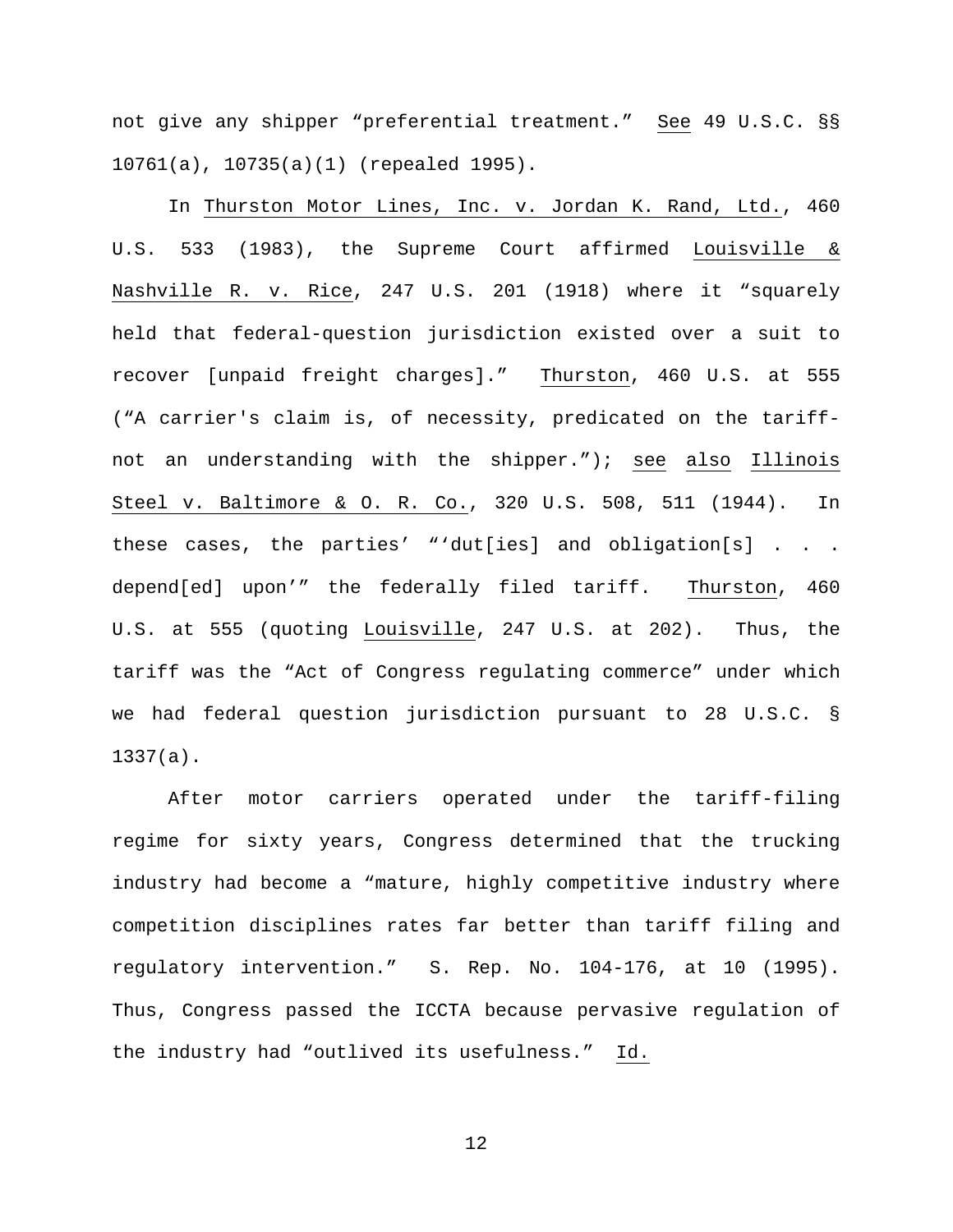not give any shipper "preferential treatment." See 49 U.S.C. §§ 10761(a), 10735(a)(1) (repealed 1995).

In Thurston Motor Lines, Inc. v. Jordan K. Rand, Ltd., 460 U.S. 533 (1983), the Supreme Court affirmed Louisville & Nashville R. v. Rice, 247 U.S. 201 (1918) where it "squarely held that federal-question jurisdiction existed over a suit to recover [unpaid freight charges]." Thurston, 460 U.S. at 555 ("A carrier's claim is, of necessity, predicated on the tariff-not an understanding with the shipper."); see also Illinois Steel v. Baltimore & O. R. Co., 320 U.S. 508, 511 (1944). In these cases, the parties' "'dut[ies] and obligation[s] . . . depend[ed] upon'" the federally filed tariff. Thurston, 460 U.S. at 555 (quoting Louisville, 247 U.S. at 202). Thus, the tariff was the "Act of Congress regulating commerce" under which we had federal question jurisdiction pursuant to 28 U.S.C. § 1337(a).

After motor carriers operated under the tariff-filing regime for sixty years, Congress determined that the trucking industry had become a "mature, highly competitive industry where competition disciplines rates far better than tariff filing and regulatory intervention." S. Rep. No. 104-176, at 10 (1995). Thus, Congress passed the ICCTA because pervasive regulation of the industry had "outlived its usefulness." Id.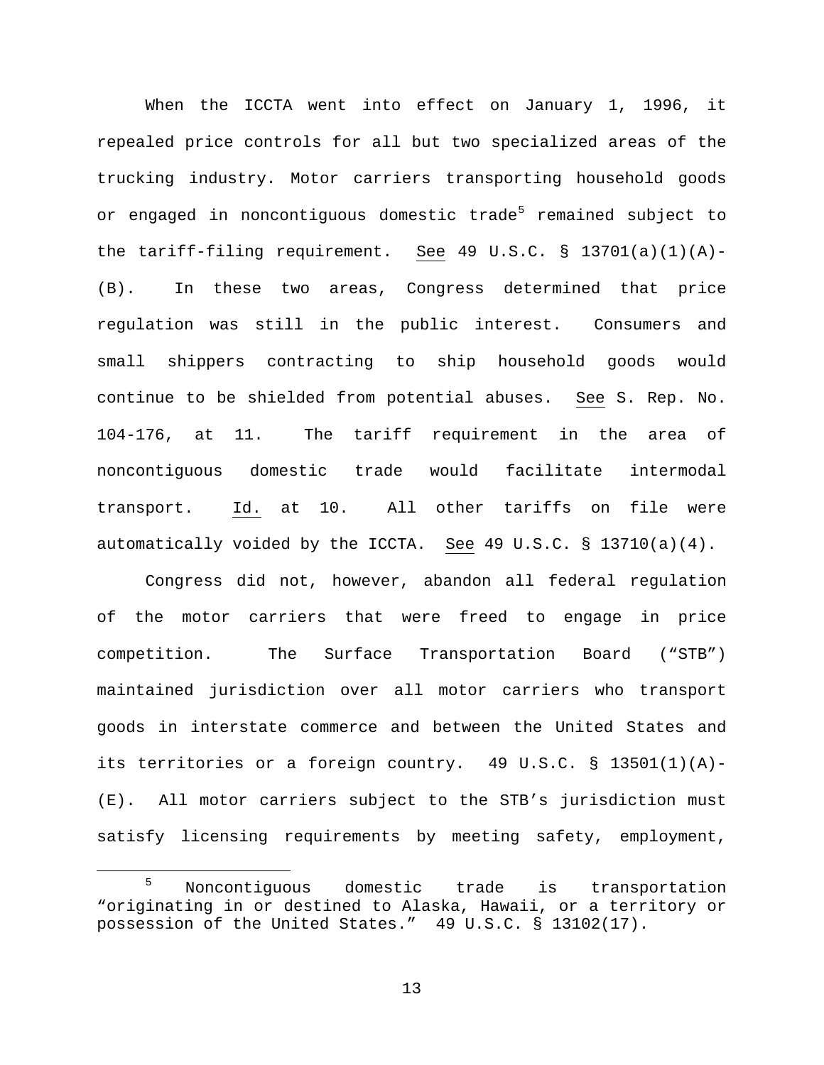When the ICCTA went into effect on January 1, 1996, it repealed price controls for all but two specialized areas of the trucking industry. Motor carriers transporting household goods or engaged in noncontiguous domestic trade[5] remained subject to the tariff-filing requirement. See 49 U.S.C. § 13701(a)(1)(A)-(B). In these two areas, Congress determined that price regulation was still in the public interest. Consumers and small shippers contracting to ship household goods would continue to be shielded from potential abuses. See S. Rep. No. 104-176, at 11. The tariff requirement in the area of noncontiguous domestic trade would facilitate intermodal transport. Id. at 10. All other tariffs on file were automatically voided by the ICCTA. See 49 U.S.C. § 13710(a)(4).

Congress did not, however, abandon all federal regulation of the motor carriers that were freed to engage in price competition. The Surface Transportation Board ("STB") maintained jurisdiction over all motor carriers who transport goods in interstate commerce and between the United States and its territories or a foreign country. 49 U.S.C. § 13501(1)(A)-(E). All motor carriers subject to the STB's jurisdiction must satisfy licensing requirements by meeting safety, employment,

[5] Noncontiguous domestic trade is transportation "originating in or destined to Alaska, Hawaii, or a territory or possession of the United States." 49 U.S.C. § 13102(17).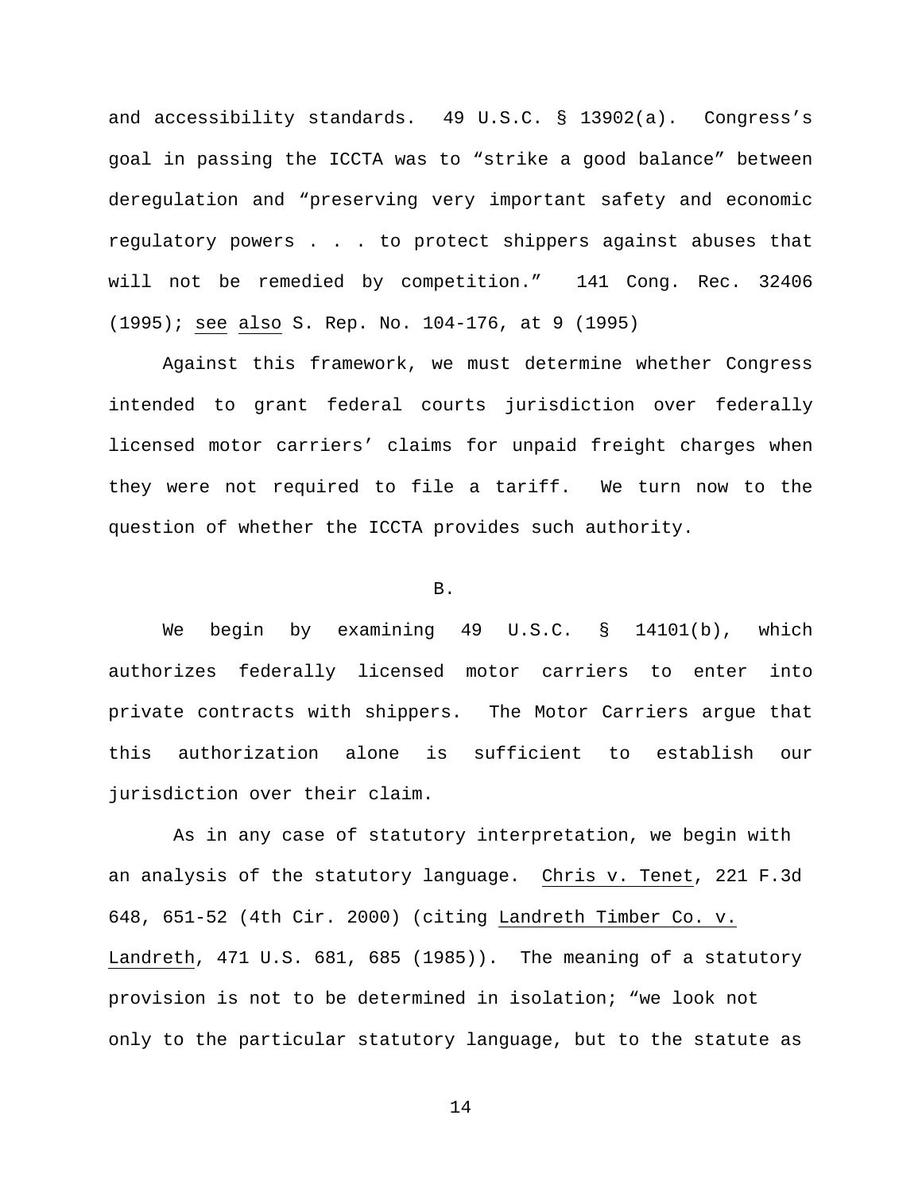and accessibility standards. 49 U.S.C. § 13902(a). Congress's goal in passing the ICCTA was to "strike a good balance" between deregulation and "preserving very important safety and economic regulatory powers . . . to protect shippers against abuses that will not be remedied by competition." 141 Cong. Rec. 32406 (1995); see also S. Rep. No. 104-176, at 9 (1995)

Against this framework, we must determine whether Congress intended to grant federal courts jurisdiction over federally licensed motor carriers' claims for unpaid freight charges when they were not required to file a tariff. We turn now to the question of whether the ICCTA provides such authority.

B.

We begin by examining 49 U.S.C. § 14101(b), which authorizes federally licensed motor carriers to enter into private contracts with shippers. The Motor Carriers argue that this authorization alone is sufficient to establish our jurisdiction over their claim.

As in any case of statutory interpretation, we begin with an analysis of the statutory language. Chris v. Tenet, 221 F.3d 648, 651-52 (4th Cir. 2000) (citing Landreth Timber Co. v. Landreth, 471 U.S. 681, 685 (1985)). The meaning of a statutory provision is not to be determined in isolation; "we look not only to the particular statutory language, but to the statute as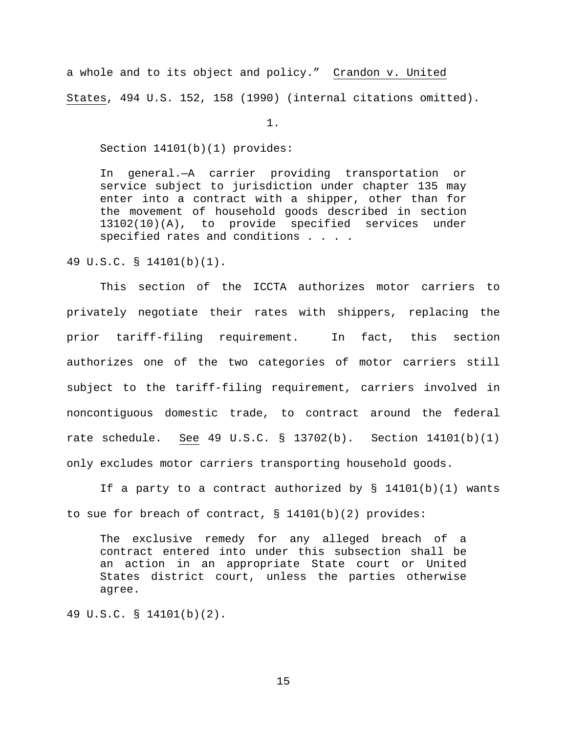a whole and to its object and policy." Crandon v. United States, 494 U.S. 152, 158 (1990) (internal citations omitted).

1.

Section 14101(b)(1) provides:

> In general.—A carrier providing transportation or service subject to jurisdiction under chapter 135 may enter into a contract with a shipper, other than for the movement of household goods described in section 13102(10)(A), to provide specified services under specified rates and conditions . . . .

49 U.S.C. § 14101(b)(1).

This section of the ICCTA authorizes motor carriers to privately negotiate their rates with shippers, replacing the prior tariff-filing requirement. In fact, this section authorizes one of the two categories of motor carriers still subject to the tariff-filing requirement, carriers involved in noncontiguous domestic trade, to contract around the federal rate schedule. See 49 U.S.C. § 13702(b). Section 14101(b)(1) only excludes motor carriers transporting household goods.

If a party to a contract authorized by § 14101(b)(1) wants to sue for breach of contract, § 14101(b)(2) provides:

> The exclusive remedy for any alleged breach of a contract entered into under this subsection shall be an action in an appropriate State court or United States district court, unless the parties otherwise agree.

49 U.S.C. § 14101(b)(2).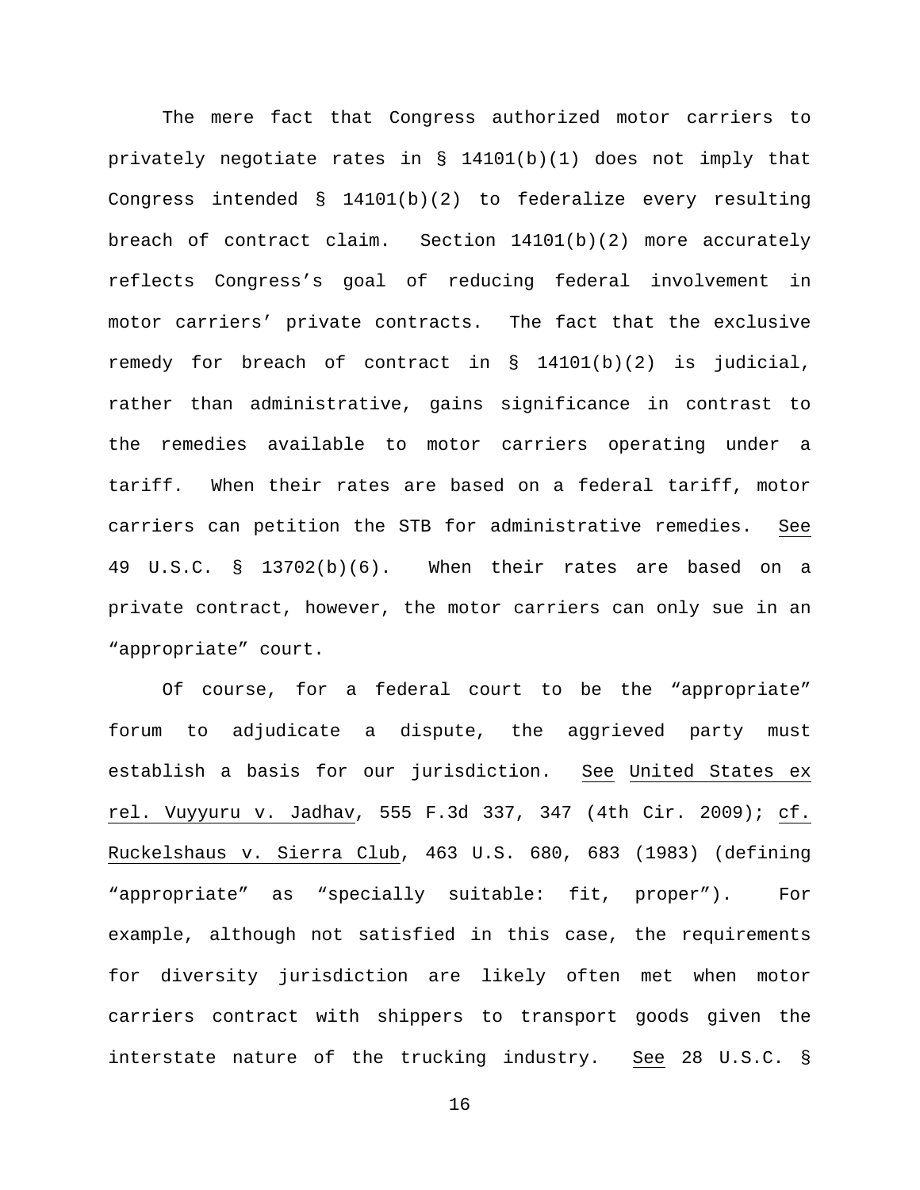The mere fact that Congress authorized motor carriers to privately negotiate rates in § 14101(b)(1) does not imply that Congress intended § 14101(b)(2) to federalize every resulting breach of contract claim. Section 14101(b)(2) more accurately reflects Congress's goal of reducing federal involvement in motor carriers' private contracts. The fact that the exclusive remedy for breach of contract in § 14101(b)(2) is judicial, rather than administrative, gains significance in contrast to the remedies available to motor carriers operating under a tariff. When their rates are based on a federal tariff, motor carriers can petition the STB for administrative remedies. See 49 U.S.C. § 13702(b)(6). When their rates are based on a private contract, however, the motor carriers can only sue in an "appropriate" court.

Of course, for a federal court to be the "appropriate" forum to adjudicate a dispute, the aggrieved party must establish a basis for our jurisdiction. See United States ex rel. Vuyyuru v. Jadhav, 555 F.3d 337, 347 (4th Cir. 2009); cf. Ruckelshaus v. Sierra Club, 463 U.S. 680, 683 (1983) (defining "appropriate" as "specially suitable: fit, proper"). For example, although not satisfied in this case, the requirements for diversity jurisdiction are likely often met when motor carriers contract with shippers to transport goods given the interstate nature of the trucking industry. See 28 U.S.C. §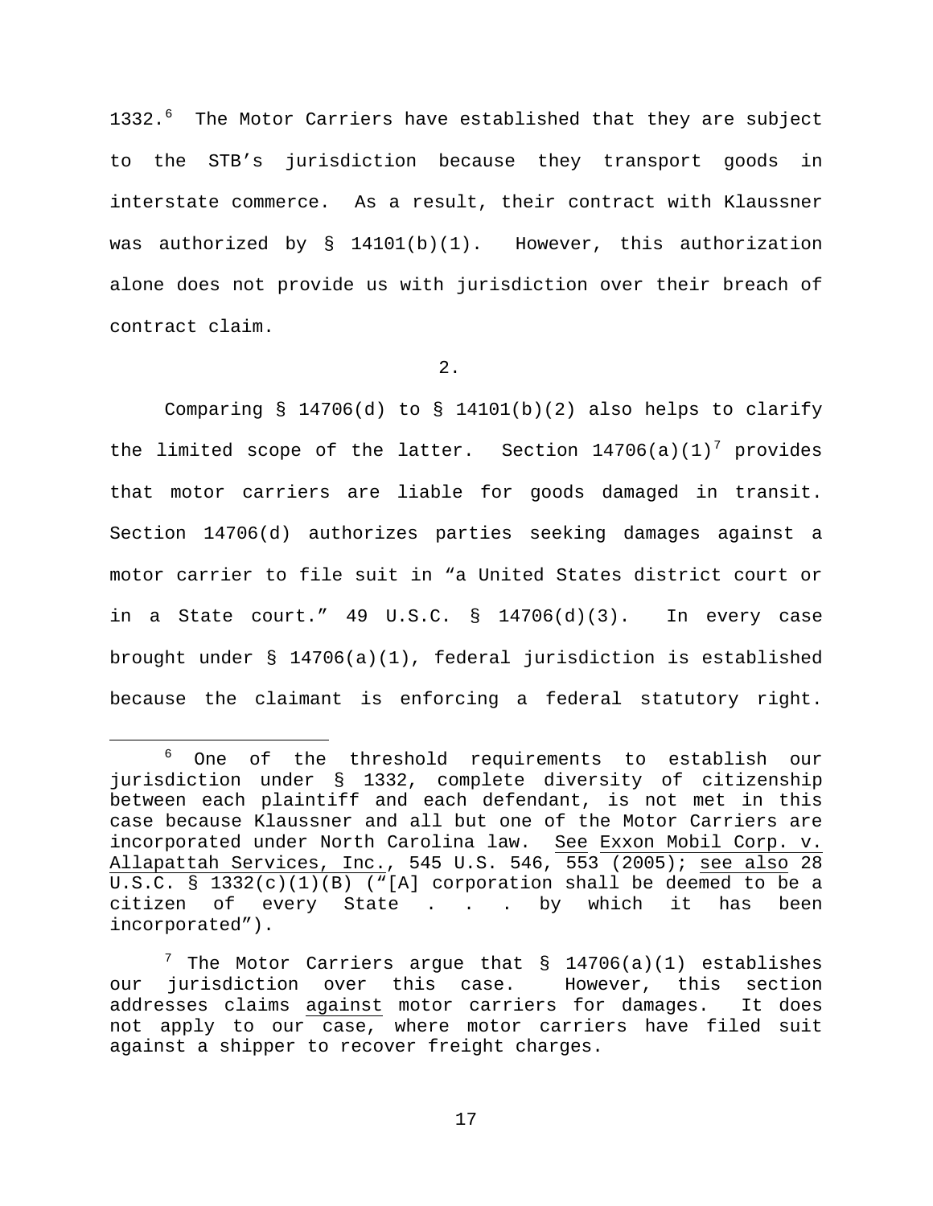1332.[6] The Motor Carriers have established that they are subject to the STB's jurisdiction because they transport goods in interstate commerce. As a result, their contract with Klaussner was authorized by § 14101(b)(1). However, this authorization alone does not provide us with jurisdiction over their breach of contract claim.

2.

Comparing § 14706(d) to § 14101(b)(2) also helps to clarify the limited scope of the latter. Section 14706(a)(1)[7] provides that motor carriers are liable for goods damaged in transit. Section 14706(d) authorizes parties seeking damages against a motor carrier to file suit in "a United States district court or in a State court." 49 U.S.C. § 14706(d)(3). In every case brought under § 14706(a)(1), federal jurisdiction is established because the claimant is enforcing a federal statutory right.

---

[6] One of the threshold requirements to establish our jurisdiction under § 1332, complete diversity of citizenship between each plaintiff and each defendant, is not met in this case because Klaussner and all but one of the Motor Carriers are incorporated under North Carolina law. See Exxon Mobil Corp. v. Allapattah Services, Inc., 545 U.S. 546, 553 (2005); see also 28 U.S.C. § 1332(c)(1)(B) ("[A] corporation shall be deemed to be a citizen of every State . . . by which it has been incorporated").

[7] The Motor Carriers argue that § 14706(a)(1) establishes our jurisdiction over this case. However, this section addresses claims against motor carriers for damages. It does not apply to our case, where motor carriers have filed suit against a shipper to recover freight charges.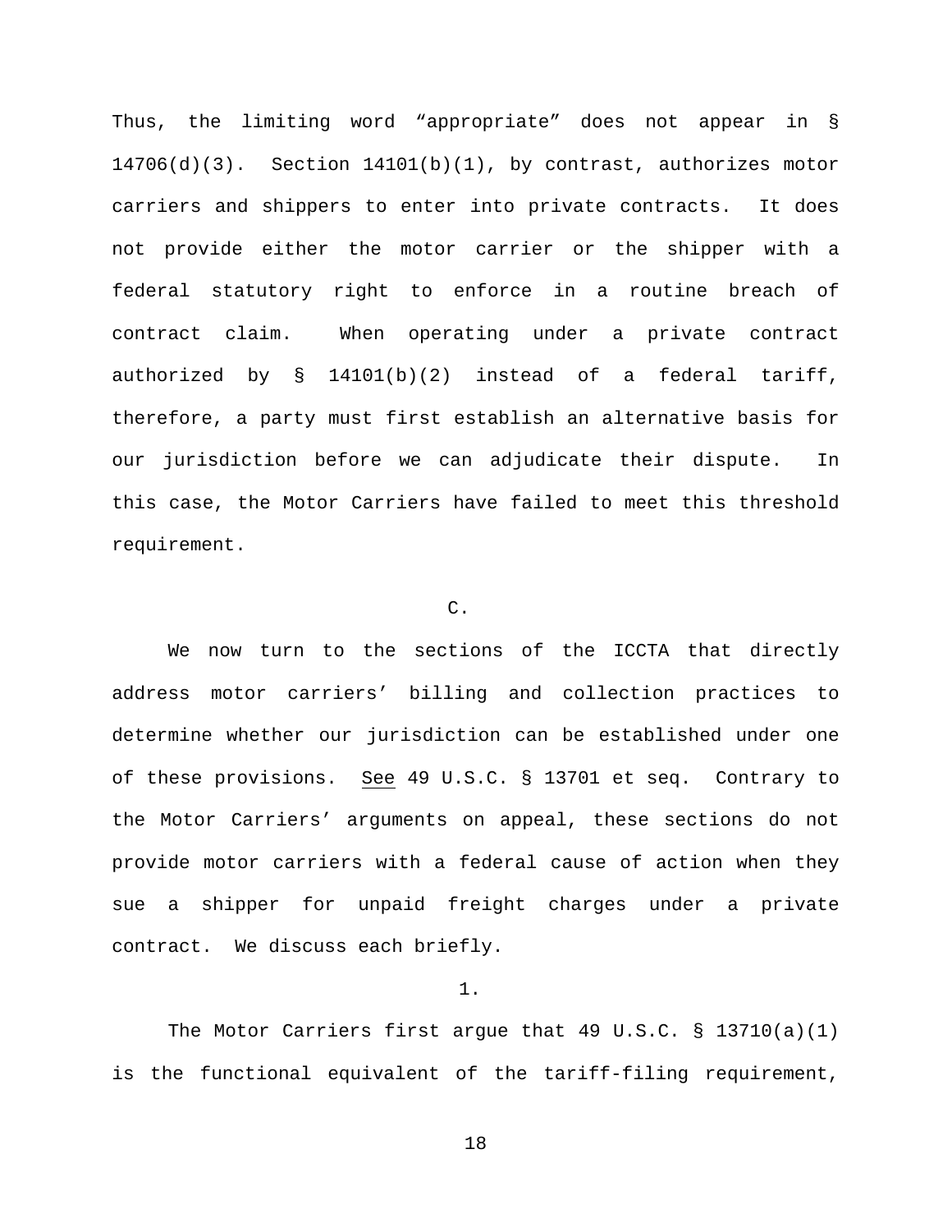Thus, the limiting word "appropriate" does not appear in § 14706(d)(3). Section 14101(b)(1), by contrast, authorizes motor carriers and shippers to enter into private contracts. It does not provide either the motor carrier or the shipper with a federal statutory right to enforce in a routine breach of contract claim. When operating under a private contract authorized by § 14101(b)(2) instead of a federal tariff, therefore, a party must first establish an alternative basis for our jurisdiction before we can adjudicate their dispute. In this case, the Motor Carriers have failed to meet this threshold requirement.

C.

We now turn to the sections of the ICCTA that directly address motor carriers' billing and collection practices to determine whether our jurisdiction can be established under one of these provisions. See 49 U.S.C. § 13701 et seq. Contrary to the Motor Carriers' arguments on appeal, these sections do not provide motor carriers with a federal cause of action when they sue a shipper for unpaid freight charges under a private contract. We discuss each briefly.

1.

The Motor Carriers first argue that 49 U.S.C. § 13710(a)(1) is the functional equivalent of the tariff-filing requirement,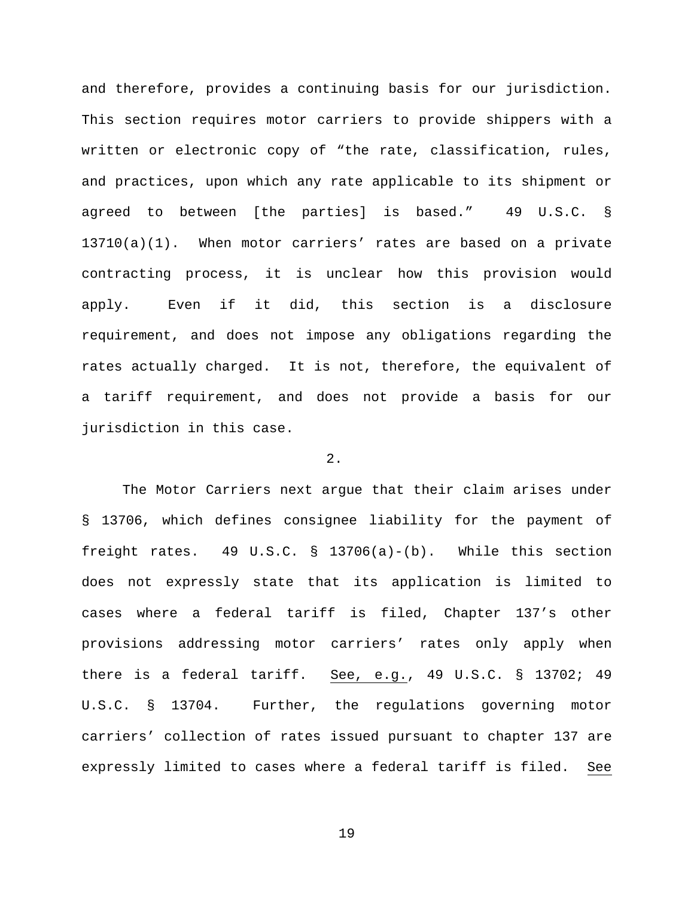and therefore, provides a continuing basis for our jurisdiction. This section requires motor carriers to provide shippers with a written or electronic copy of "the rate, classification, rules, and practices, upon which any rate applicable to its shipment or agreed to between [the parties] is based." 49 U.S.C. § 13710(a)(1). When motor carriers' rates are based on a private contracting process, it is unclear how this provision would apply. Even if it did, this section is a disclosure requirement, and does not impose any obligations regarding the rates actually charged. It is not, therefore, the equivalent of a tariff requirement, and does not provide a basis for our jurisdiction in this case.

2.

The Motor Carriers next argue that their claim arises under § 13706, which defines consignee liability for the payment of freight rates. 49 U.S.C. § 13706(a)-(b). While this section does not expressly state that its application is limited to cases where a federal tariff is filed, Chapter 137's other provisions addressing motor carriers' rates only apply when there is a federal tariff. See, e.g., 49 U.S.C. § 13702; 49 U.S.C. § 13704. Further, the regulations governing motor carriers' collection of rates issued pursuant to chapter 137 are expressly limited to cases where a federal tariff is filed. See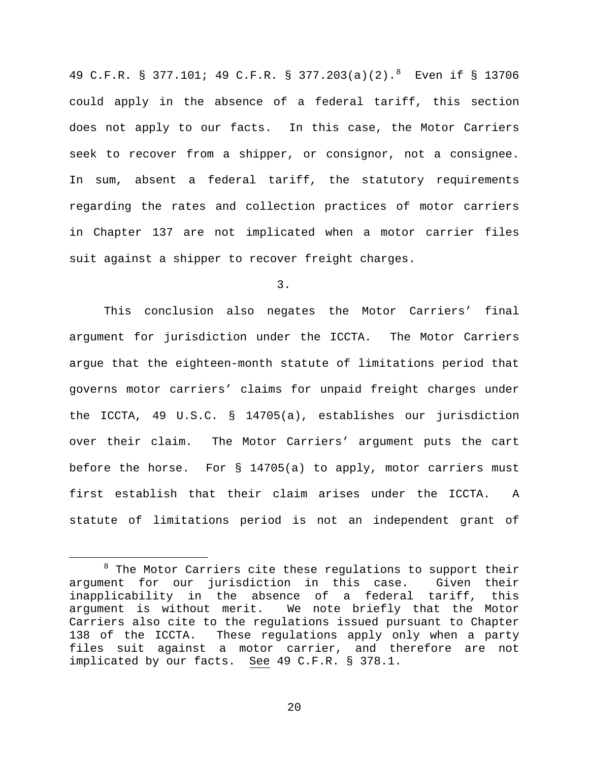49 C.F.R. § 377.101; 49 C.F.R. § 377.203(a)(2).[8] Even if § 13706 could apply in the absence of a federal tariff, this section does not apply to our facts. In this case, the Motor Carriers seek to recover from a shipper, or consignor, not a consignee. In sum, absent a federal tariff, the statutory requirements regarding the rates and collection practices of motor carriers in Chapter 137 are not implicated when a motor carrier files suit against a shipper to recover freight charges.

3.

This conclusion also negates the Motor Carriers' final argument for jurisdiction under the ICCTA. The Motor Carriers argue that the eighteen-month statute of limitations period that governs motor carriers' claims for unpaid freight charges under the ICCTA, 49 U.S.C. § 14705(a), establishes our jurisdiction over their claim. The Motor Carriers' argument puts the cart before the horse. For § 14705(a) to apply, motor carriers must first establish that their claim arises under the ICCTA. A statute of limitations period is not an independent grant of

[8] The Motor Carriers cite these regulations to support their argument for our jurisdiction in this case. Given their inapplicability in the absence of a federal tariff, this argument is without merit. We note briefly that the Motor Carriers also cite to the regulations issued pursuant to Chapter 138 of the ICCTA. These regulations apply only when a party files suit against a motor carrier, and therefore are not implicated by our facts. See 49 C.F.R. § 378.1.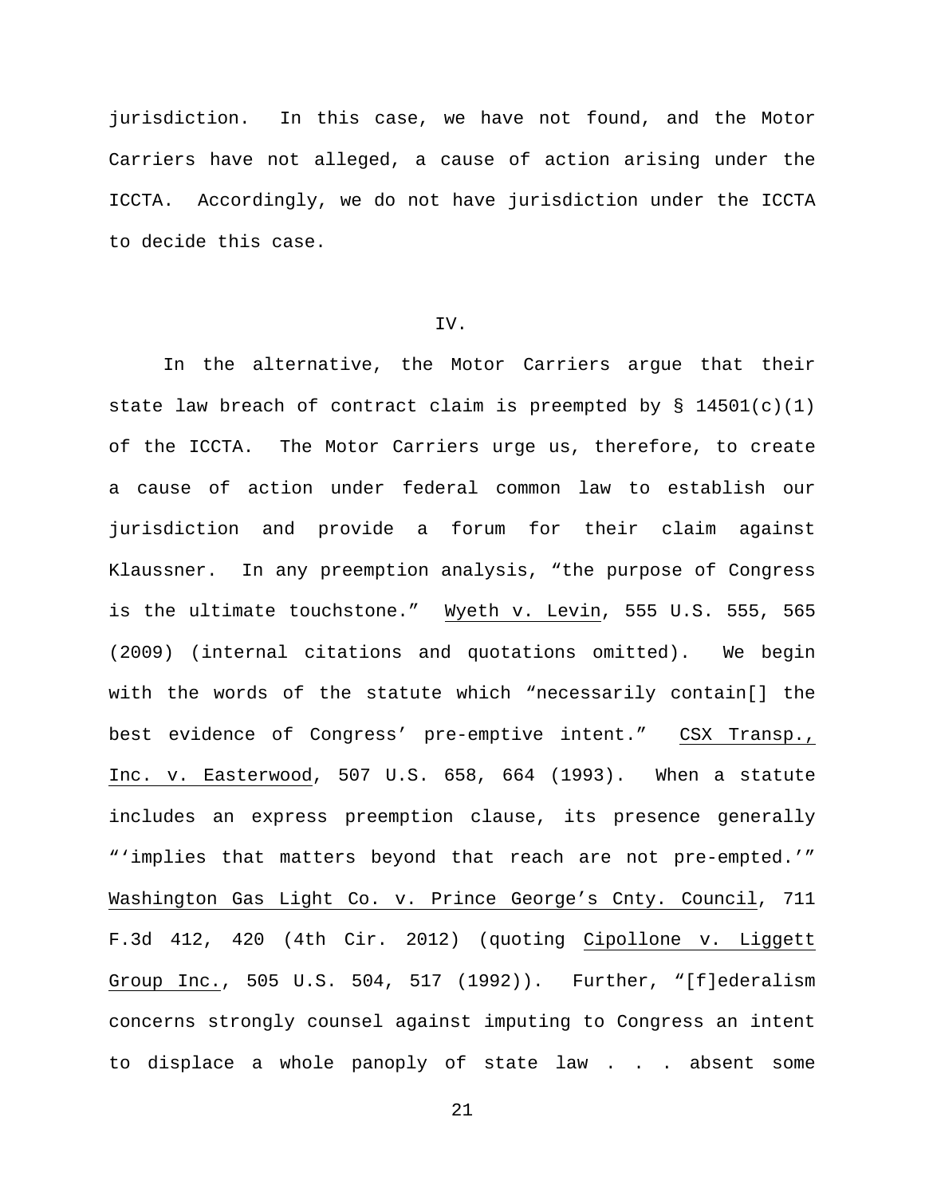jurisdiction. In this case, we have not found, and the Motor Carriers have not alleged, a cause of action arising under the ICCTA. Accordingly, we do not have jurisdiction under the ICCTA to decide this case.

IV.

In the alternative, the Motor Carriers argue that their state law breach of contract claim is preempted by § 14501(c)(1) of the ICCTA. The Motor Carriers urge us, therefore, to create a cause of action under federal common law to establish our jurisdiction and provide a forum for their claim against Klaussner. In any preemption analysis, "the purpose of Congress is the ultimate touchstone." Wyeth v. Levin, 555 U.S. 555, 565 (2009) (internal citations and quotations omitted). We begin with the words of the statute which "necessarily contain[] the best evidence of Congress' pre-emptive intent." CSX Transp., Inc. v. Easterwood, 507 U.S. 658, 664 (1993). When a statute includes an express preemption clause, its presence generally "'implies that matters beyond that reach are not pre-empted.'" Washington Gas Light Co. v. Prince George's Cnty. Council, 711 F.3d 412, 420 (4th Cir. 2012) (quoting Cipollone v. Liggett Group Inc., 505 U.S. 504, 517 (1992)). Further, "[f]ederalism concerns strongly counsel against imputing to Congress an intent to displace a whole panoply of state law . . . absent some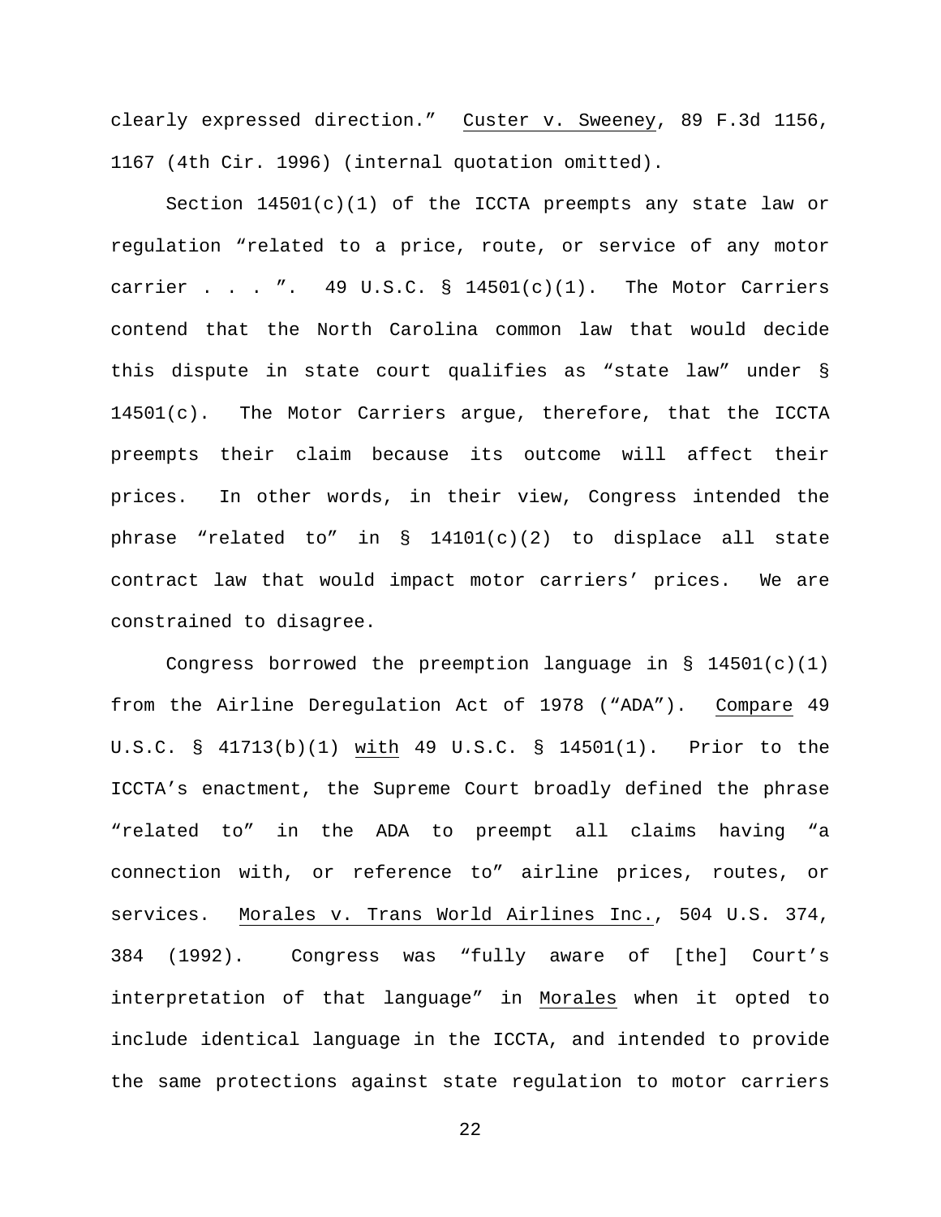clearly expressed direction." Custer v. Sweeney, 89 F.3d 1156, 1167 (4th Cir. 1996) (internal quotation omitted).

Section 14501(c)(1) of the ICCTA preempts any state law or regulation "related to a price, route, or service of any motor carrier . . . ". 49 U.S.C. § 14501(c)(1). The Motor Carriers contend that the North Carolina common law that would decide this dispute in state court qualifies as "state law" under § 14501(c). The Motor Carriers argue, therefore, that the ICCTA preempts their claim because its outcome will affect their prices. In other words, in their view, Congress intended the phrase "related to" in § 14101(c)(2) to displace all state contract law that would impact motor carriers' prices. We are constrained to disagree.

Congress borrowed the preemption language in § 14501(c)(1) from the Airline Deregulation Act of 1978 ("ADA"). Compare 49 U.S.C. § 41713(b)(1) with 49 U.S.C. § 14501(1). Prior to the ICCTA's enactment, the Supreme Court broadly defined the phrase "related to" in the ADA to preempt all claims having "a connection with, or reference to" airline prices, routes, or services. Morales v. Trans World Airlines Inc., 504 U.S. 374, 384 (1992). Congress was "fully aware of [the] Court's interpretation of that language" in Morales when it opted to include identical language in the ICCTA, and intended to provide the same protections against state regulation to motor carriers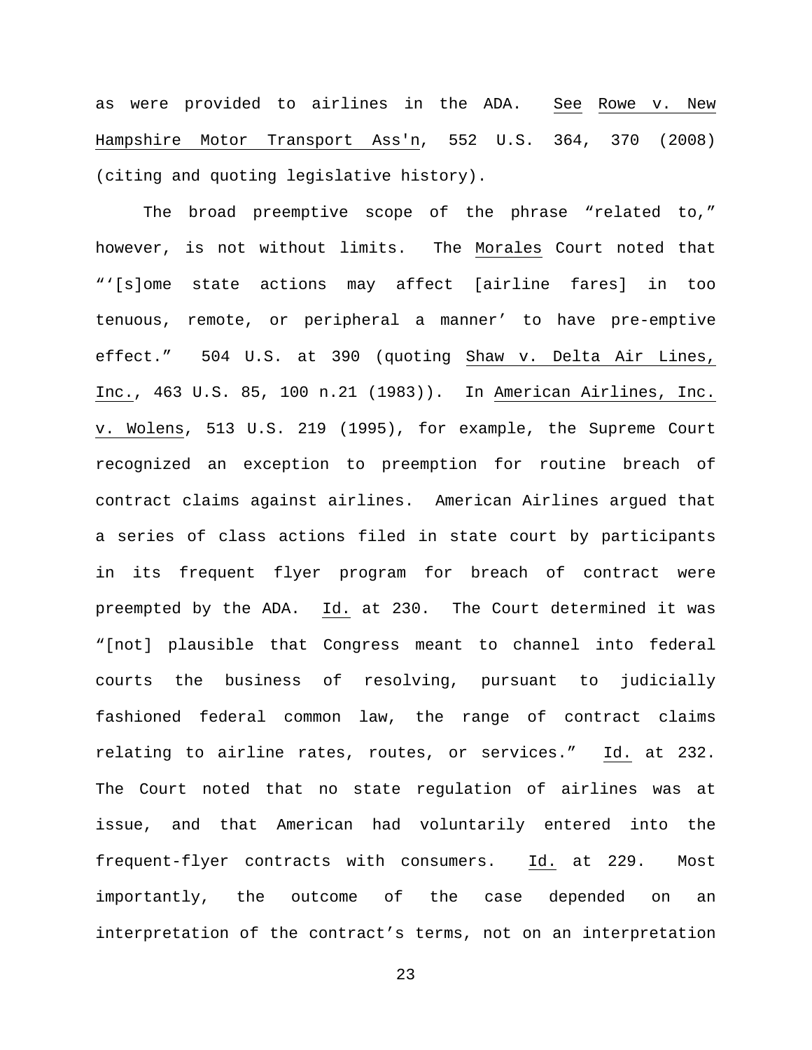as were provided to airlines in the ADA. See Rowe v. New Hampshire Motor Transport Ass'n, 552 U.S. 364, 370 (2008) (citing and quoting legislative history).

The broad preemptive scope of the phrase "related to," however, is not without limits. The Morales Court noted that "'[s]ome state actions may affect [airline fares] in too tenuous, remote, or peripheral a manner' to have pre-emptive effect." 504 U.S. at 390 (quoting Shaw v. Delta Air Lines, Inc., 463 U.S. 85, 100 n.21 (1983)). In American Airlines, Inc. v. Wolens, 513 U.S. 219 (1995), for example, the Supreme Court recognized an exception to preemption for routine breach of contract claims against airlines. American Airlines argued that a series of class actions filed in state court by participants in its frequent flyer program for breach of contract were preempted by the ADA. Id. at 230. The Court determined it was "[not] plausible that Congress meant to channel into federal courts the business of resolving, pursuant to judicially fashioned federal common law, the range of contract claims relating to airline rates, routes, or services." Id. at 232. The Court noted that no state regulation of airlines was at issue, and that American had voluntarily entered into the frequent-flyer contracts with consumers. Id. at 229. Most importantly, the outcome of the case depended on an interpretation of the contract's terms, not on an interpretation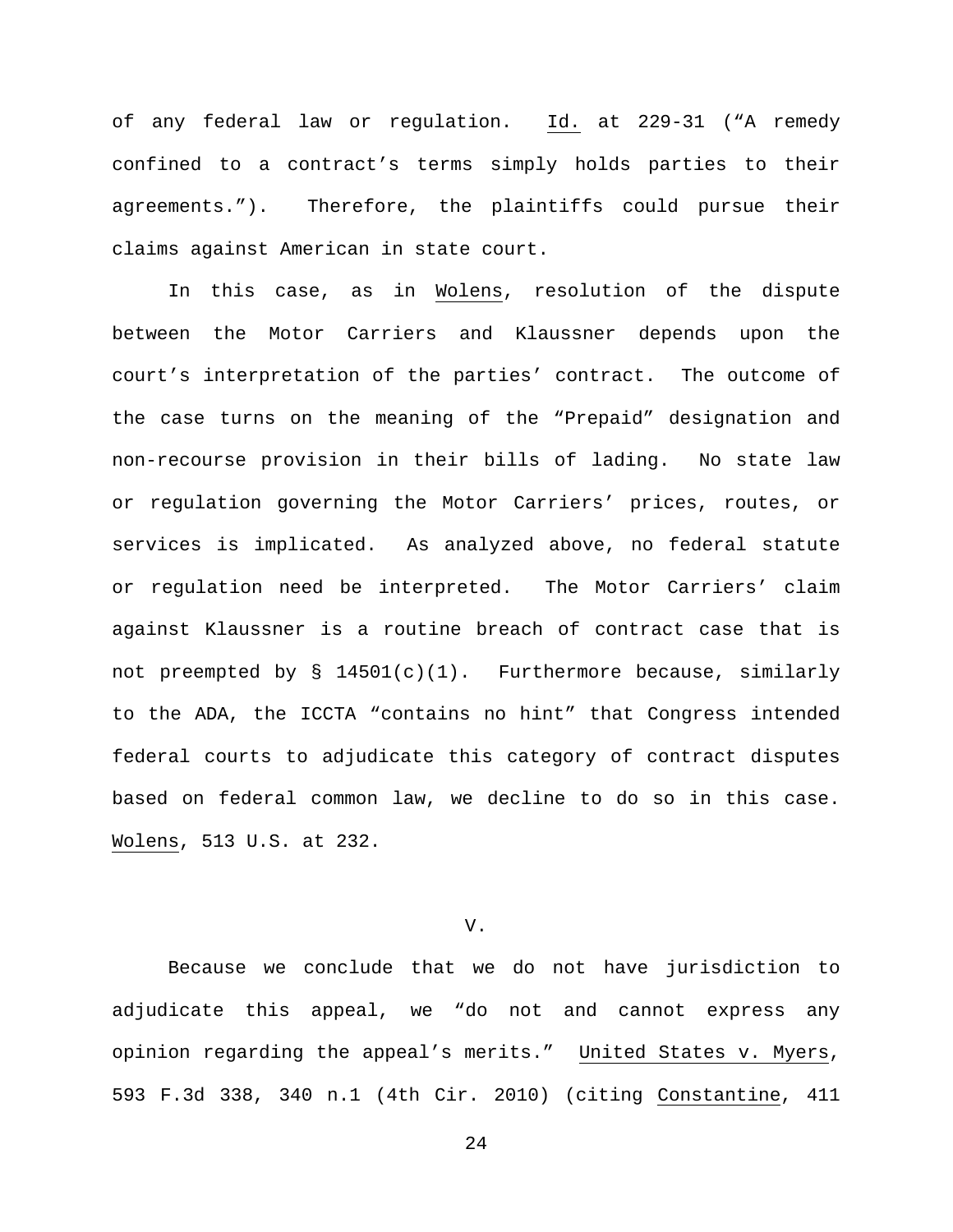of any federal law or regulation. _Id._ at 229-31 ("A remedy confined to a contract's terms simply holds parties to their agreements."). Therefore, the plaintiffs could pursue their claims against American in state court.

In this case, as in _Wolens_, resolution of the dispute between the Motor Carriers and Klaussner depends upon the court's interpretation of the parties' contract. The outcome of the case turns on the meaning of the "Prepaid" designation and non-recourse provision in their bills of lading. No state law or regulation governing the Motor Carriers' prices, routes, or services is implicated. As analyzed above, no federal statute or regulation need be interpreted. The Motor Carriers' claim against Klaussner is a routine breach of contract case that is not preempted by § 14501(c)(1). Furthermore because, similarly to the ADA, the ICCTA "contains no hint" that Congress intended federal courts to adjudicate this category of contract disputes based on federal common law, we decline to do so in this case. _Wolens_, 513 U.S. at 232.

## V.

Because we conclude that we do not have jurisdiction to adjudicate this appeal, we "do not and cannot express any opinion regarding the appeal's merits." _United States v. Myers_, 593 F.3d 338, 340 n.1 (4th Cir. 2010) (citing _Constantine_, 411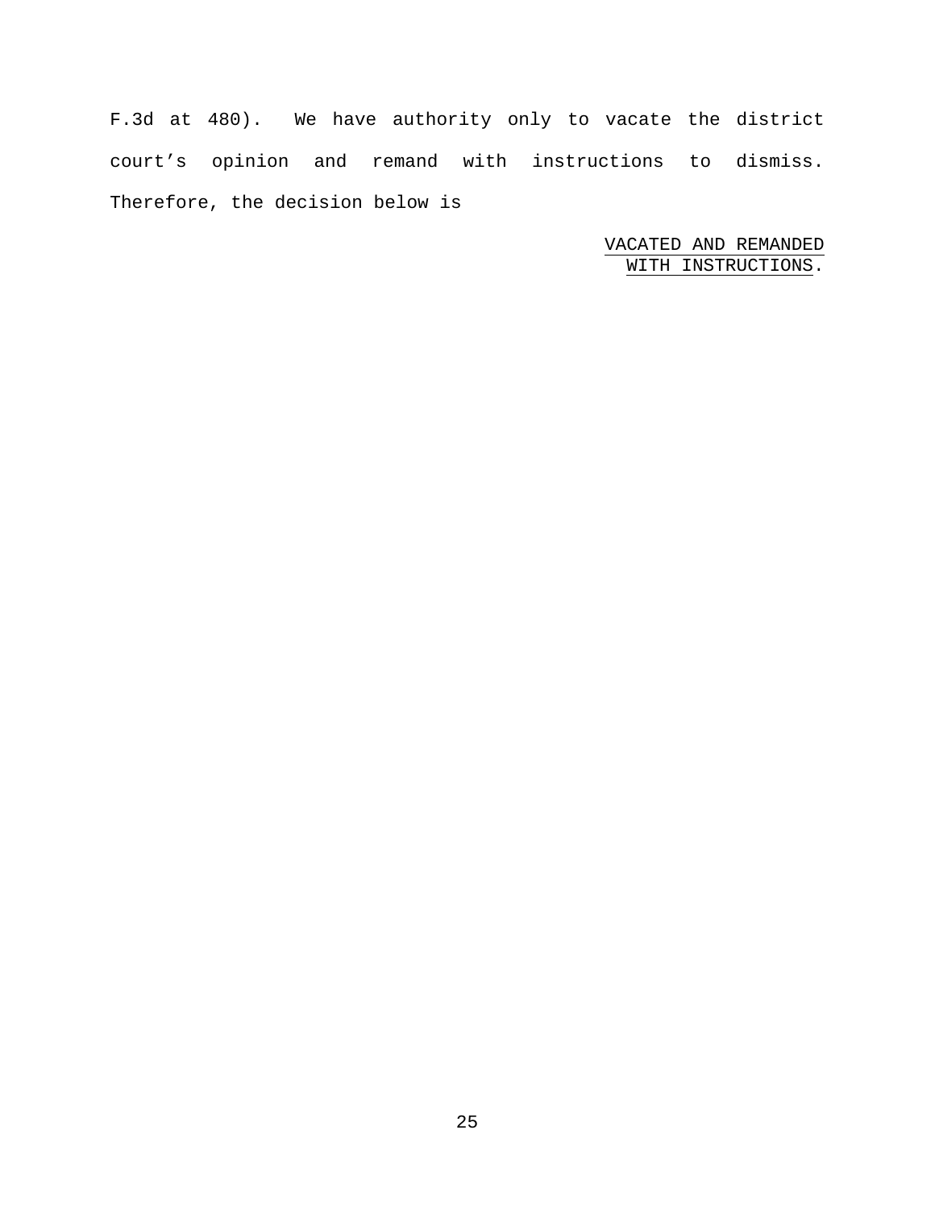F.3d at 480). We have authority only to vacate the district court's opinion and remand with instructions to dismiss. Therefore, the decision below is

VACATED AND REMANDED WITH INSTRUCTIONS.